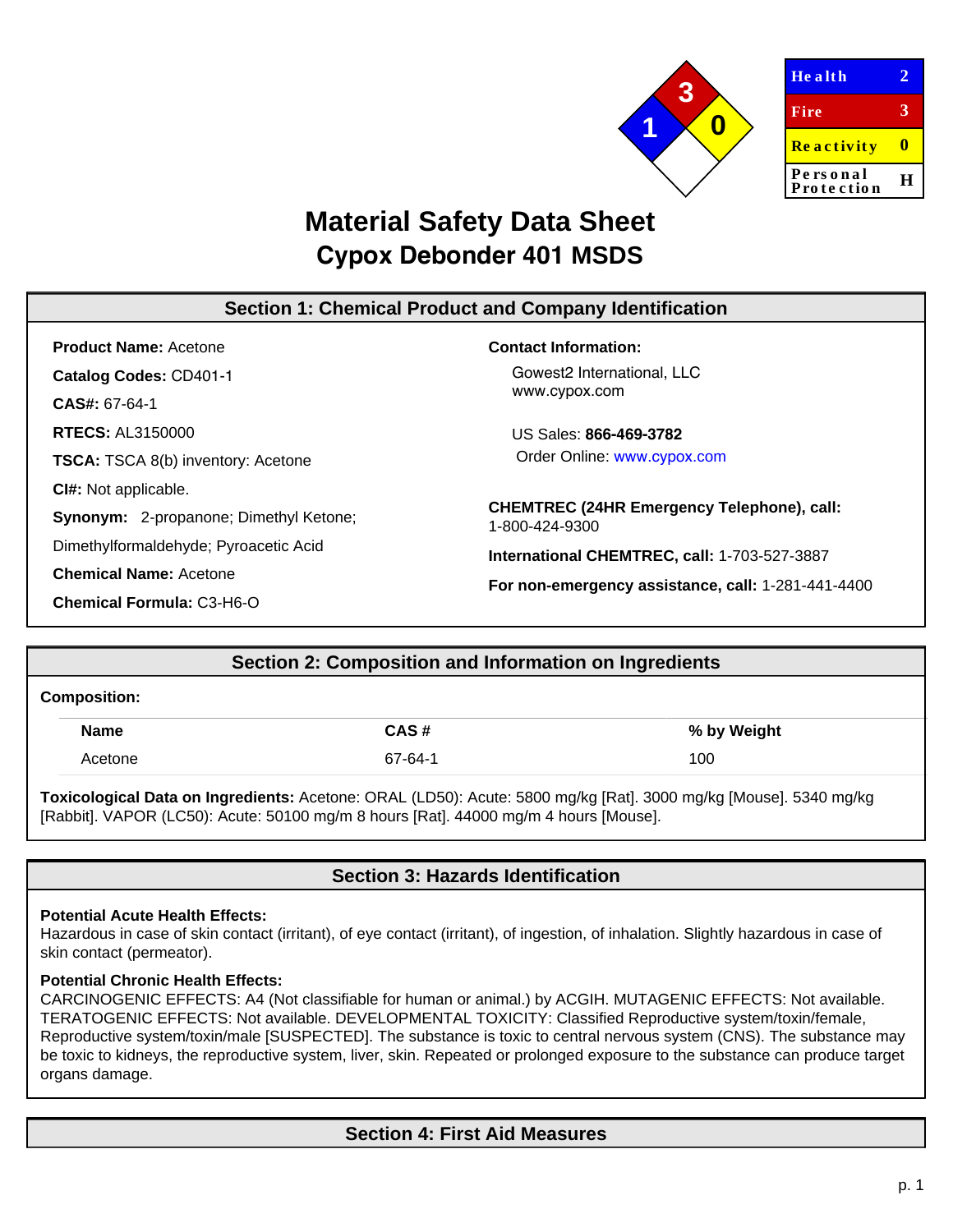| Health | 2 |
|---|---|
| Fire | 3 |
| Reactivity | 0 |
| Personal Protection | H |

# Material Safety Data Sheet
## Cypox Debonder 401 MSDS

## Section 1: Chemical Product and Company Identification

**Product Name:** Acetone

**Catalog Codes:** CD401-1

**CAS#:** 67-64-1

**RTECS:** AL3150000

**TSCA:** TSCA 8(b) inventory: Acetone

**CI#:** Not applicable.

**Synonym:** 2-propanone; Dimethyl Ketone; Dimethylformaldehyde; Pyroacetic Acid

**Chemical Name:** Acetone

**Chemical Formula:** C3-H6-O

**Contact Information:**

Gowest2 International, LLC
www.cypox.com

US Sales: **866-469-3782**
Order Online: www.cypox.com

**CHEMTREC (24HR Emergency Telephone), call:** 1-800-424-9300

**International CHEMTREC, call:** 1-703-527-3887

**For non-emergency assistance, call:** 1-281-441-4400

## Section 2: Composition and Information on Ingredients

**Composition:**

| Name | CAS # | % by Weight |
|---|---|---|
| Acetone | 67-64-1 | 100 |

**Toxicological Data on Ingredients:** Acetone: ORAL (LD50): Acute: 5800 mg/kg [Rat]. 3000 mg/kg [Mouse]. 5340 mg/kg [Rabbit]. VAPOR (LC50): Acute: 50100 mg/m 8 hours [Rat]. 44000 mg/m 4 hours [Mouse].

## Section 3: Hazards Identification

**Potential Acute Health Effects:**
Hazardous in case of skin contact (irritant), of eye contact (irritant), of ingestion, of inhalation. Slightly hazardous in case of skin contact (permeator).

**Potential Chronic Health Effects:**
CARCINOGENIC EFFECTS: A4 (Not classifiable for human or animal.) by ACGIH. MUTAGENIC EFFECTS: Not available. TERATOGENIC EFFECTS: Not available. DEVELOPMENTAL TOXICITY: Classified Reproductive system/toxin/female, Reproductive system/toxin/male [SUSPECTED]. The substance is toxic to central nervous system (CNS). The substance may be toxic to kidneys, the reproductive system, liver, skin. Repeated or prolonged exposure to the substance can produce target organs damage.

## Section 4: First Aid Measures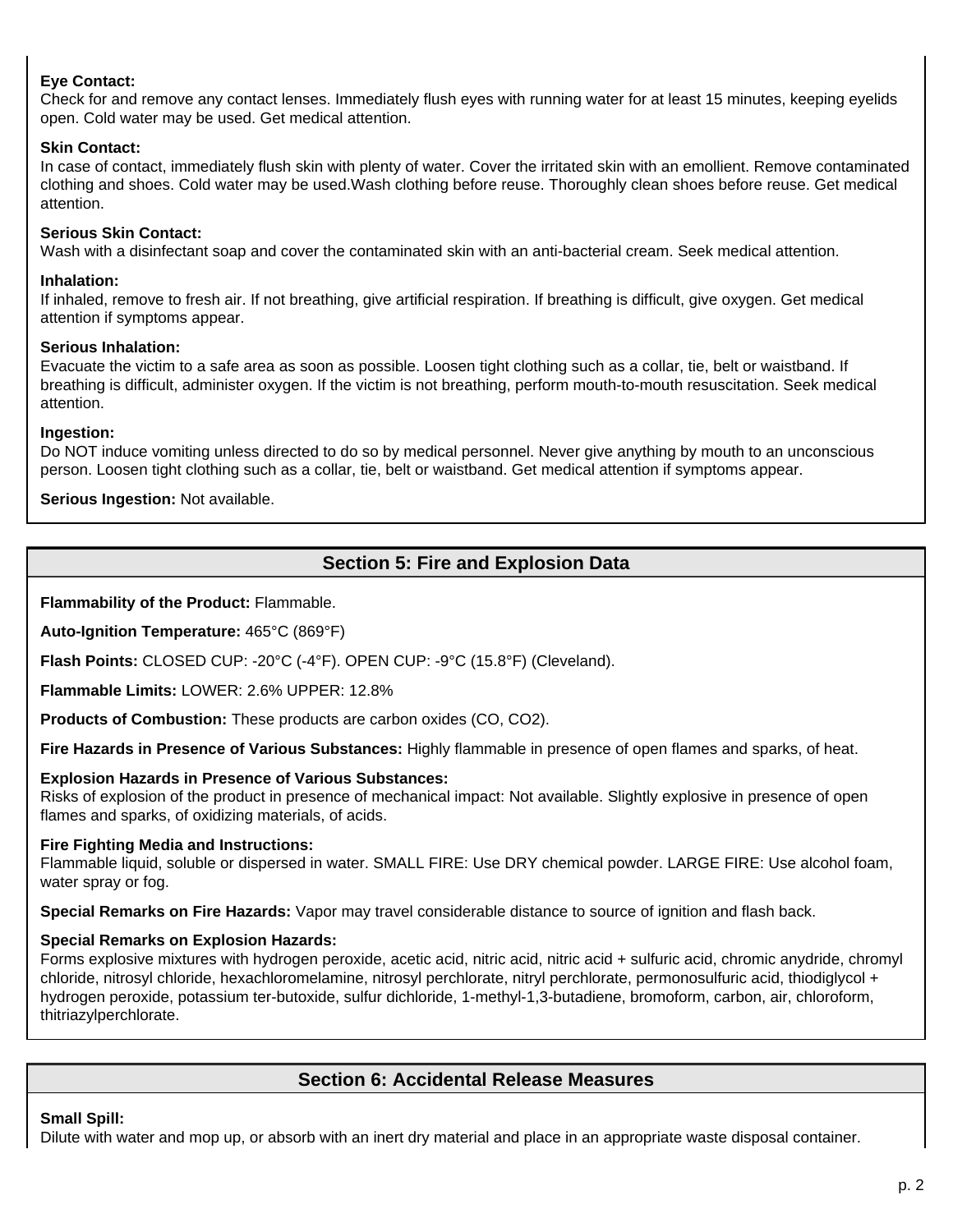**Eye Contact:**
Check for and remove any contact lenses. Immediately flush eyes with running water for at least 15 minutes, keeping eyelids open. Cold water may be used. Get medical attention.

**Skin Contact:**
In case of contact, immediately flush skin with plenty of water. Cover the irritated skin with an emollient. Remove contaminated clothing and shoes. Cold water may be used.Wash clothing before reuse. Thoroughly clean shoes before reuse. Get medical attention.

**Serious Skin Contact:**
Wash with a disinfectant soap and cover the contaminated skin with an anti-bacterial cream. Seek medical attention.

**Inhalation:**
If inhaled, remove to fresh air. If not breathing, give artificial respiration. If breathing is difficult, give oxygen. Get medical attention if symptoms appear.

**Serious Inhalation:**
Evacuate the victim to a safe area as soon as possible. Loosen tight clothing such as a collar, tie, belt or waistband. If breathing is difficult, administer oxygen. If the victim is not breathing, perform mouth-to-mouth resuscitation. Seek medical attention.

**Ingestion:**
Do NOT induce vomiting unless directed to do so by medical personnel. Never give anything by mouth to an unconscious person. Loosen tight clothing such as a collar, tie, belt or waistband. Get medical attention if symptoms appear.

**Serious Ingestion:** Not available.

## Section 5: Fire and Explosion Data

**Flammability of the Product:** Flammable.

**Auto-Ignition Temperature:** 465°C (869°F)

**Flash Points:** CLOSED CUP: -20°C (-4°F). OPEN CUP: -9°C (15.8°F) (Cleveland).

**Flammable Limits:** LOWER: 2.6% UPPER: 12.8%

**Products of Combustion:** These products are carbon oxides (CO, $CO_2$).

**Fire Hazards in Presence of Various Substances:** Highly flammable in presence of open flames and sparks, of heat.

**Explosion Hazards in Presence of Various Substances:**
Risks of explosion of the product in presence of mechanical impact: Not available. Slightly explosive in presence of open flames and sparks, of oxidizing materials, of acids.

**Fire Fighting Media and Instructions:**
Flammable liquid, soluble or dispersed in water. SMALL FIRE: Use DRY chemical powder. LARGE FIRE: Use alcohol foam, water spray or fog.

**Special Remarks on Fire Hazards:** Vapor may travel considerable distance to source of ignition and flash back.

**Special Remarks on Explosion Hazards:**
Forms explosive mixtures with hydrogen peroxide, acetic acid, nitric acid, nitric acid + sulfuric acid, chromic anhydride, chromyl chloride, nitrosyl chloride, hexachloromelamine, nitrosyl perchlorate, nitryl perchlorate, permonosulfuric acid, thiodiglycol + hydrogen peroxide, potassium ter-butoxide, sulfur dichloride, 1-methyl-1,3-butadiene, bromoform, carbon, air, chloroform, thitriazylperchlorate.

## Section 6: Accidental Release Measures

**Small Spill:**
Dilute with water and mop up, or absorb with an inert dry material and place in an appropriate waste disposal container.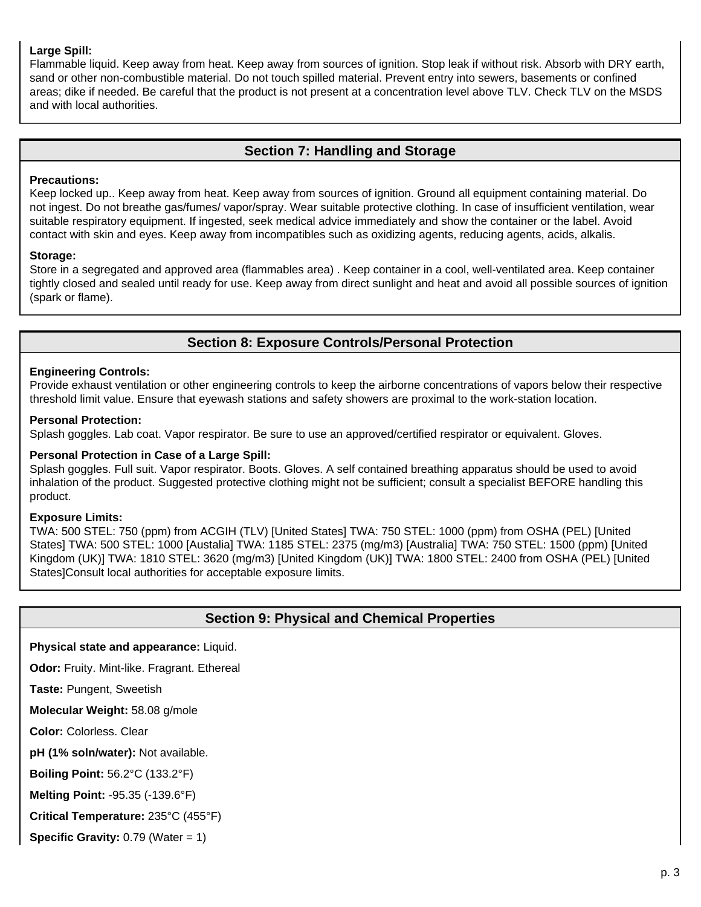**Large Spill:**
Flammable liquid. Keep away from heat. Keep away from sources of ignition. Stop leak if without risk. Absorb with DRY earth, sand or other non-combustible material. Do not touch spilled material. Prevent entry into sewers, basements or confined areas; dike if needed. Be careful that the product is not present at a concentration level above TLV. Check TLV on the MSDS and with local authorities.

## Section 7: Handling and Storage

**Precautions:**
Keep locked up.. Keep away from heat. Keep away from sources of ignition. Ground all equipment containing material. Do not ingest. Do not breathe gas/fumes/ vapor/spray. Wear suitable protective clothing. In case of insufficient ventilation, wear suitable respiratory equipment. If ingested, seek medical advice immediately and show the container or the label. Avoid contact with skin and eyes. Keep away from incompatibles such as oxidizing agents, reducing agents, acids, alkalis.

**Storage:**
Store in a segregated and approved area (flammables area) . Keep container in a cool, well-ventilated area. Keep container tightly closed and sealed until ready for use. Keep away from direct sunlight and heat and avoid all possible sources of ignition (spark or flame).

## Section 8: Exposure Controls/Personal Protection

**Engineering Controls:**
Provide exhaust ventilation or other engineering controls to keep the airborne concentrations of vapors below their respective threshold limit value. Ensure that eyewash stations and safety showers are proximal to the work-station location.

**Personal Protection:**
Splash goggles. Lab coat. Vapor respirator. Be sure to use an approved/certified respirator or equivalent. Gloves.

**Personal Protection in Case of a Large Spill:**
Splash goggles. Full suit. Vapor respirator. Boots. Gloves. A self contained breathing apparatus should be used to avoid inhalation of the product. Suggested protective clothing might not be sufficient; consult a specialist BEFORE handling this product.

**Exposure Limits:**
TWA: 500 STEL: 750 (ppm) from ACGIH (TLV) [United States] TWA: 750 STEL: 1000 (ppm) from OSHA (PEL) [United States] TWA: 500 STEL: 1000 [Austalia] TWA: 1185 STEL: 2375 (mg/m3) [Australia] TWA: 750 STEL: 1500 (ppm) [United Kingdom (UK)] TWA: 1810 STEL: 3620 (mg/m3) [United Kingdom (UK)] TWA: 1800 STEL: 2400 from OSHA (PEL) [United States]Consult local authorities for acceptable exposure limits.

## Section 9: Physical and Chemical Properties

**Physical state and appearance:** Liquid.

**Odor:** Fruity. Mint-like. Fragrant. Ethereal

**Taste:** Pungent, Sweetish

**Molecular Weight:** 58.08 g/mole

**Color:** Colorless. Clear

**pH (1% soln/water):** Not available.

**Boiling Point:** 56.2°C (133.2°F)

**Melting Point:** -95.35 (-139.6°F)

**Critical Temperature:** 235°C (455°F)

**Specific Gravity:** 0.79 (Water = 1)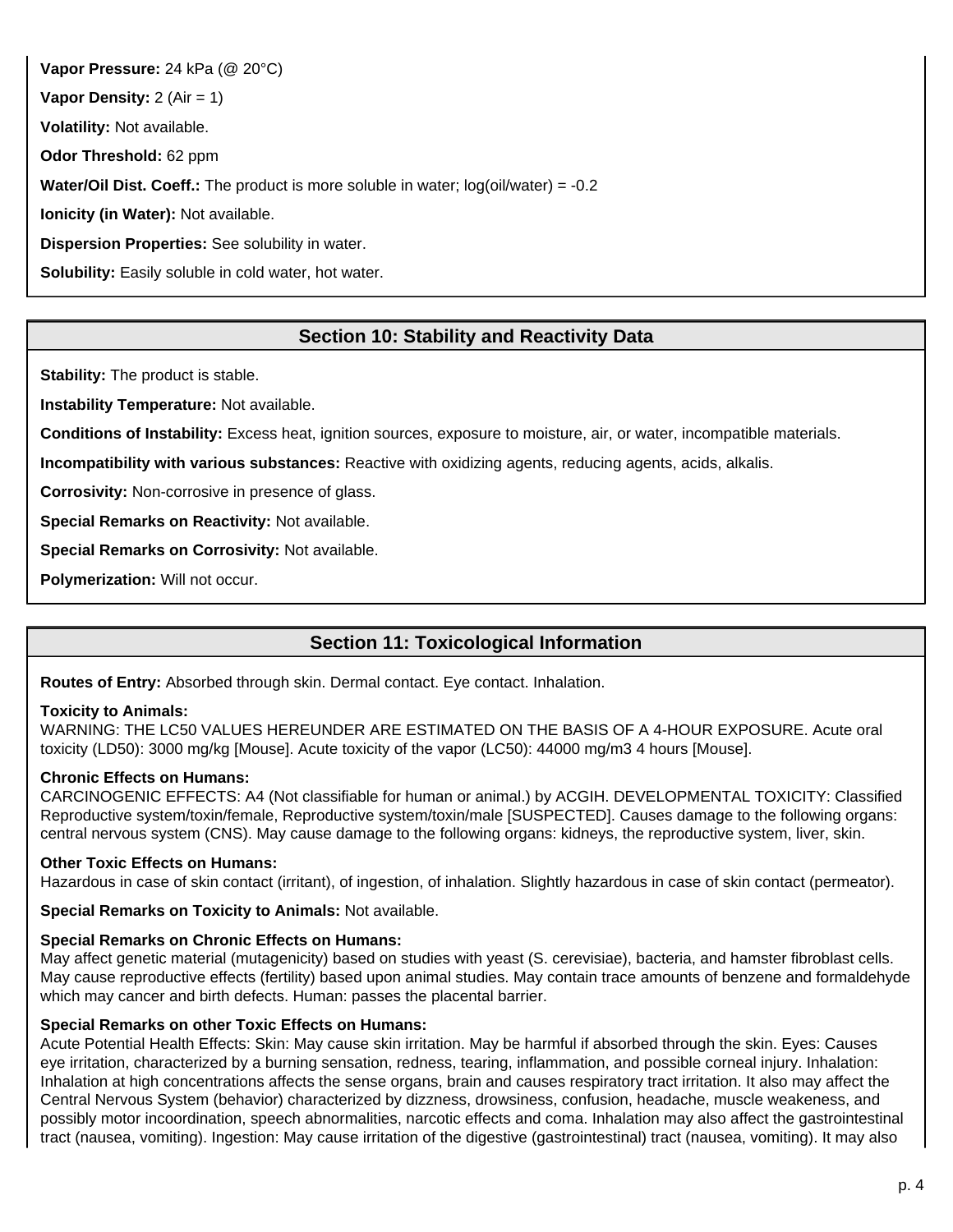**Vapor Pressure:** 24 kPa (@ 20°C)

**Vapor Density:** 2 (Air = 1)

**Volatility:** Not available.

**Odor Threshold:** 62 ppm

**Water/Oil Dist. Coeff.:** The product is more soluble in water; log(oil/water) = -0.2

**Ionicity (in Water):** Not available.

**Dispersion Properties:** See solubility in water.

**Solubility:** Easily soluble in cold water, hot water.

## Section 10: Stability and Reactivity Data

**Stability:** The product is stable.

**Instability Temperature:** Not available.

**Conditions of Instability:** Excess heat, ignition sources, exposure to moisture, air, or water, incompatible materials.

**Incompatibility with various substances:** Reactive with oxidizing agents, reducing agents, acids, alkalis.

**Corrosivity:** Non-corrosive in presence of glass.

**Special Remarks on Reactivity:** Not available.

**Special Remarks on Corrosivity:** Not available.

**Polymerization:** Will not occur.

## Section 11: Toxicological Information

**Routes of Entry:** Absorbed through skin. Dermal contact. Eye contact. Inhalation.

**Toxicity to Animals:**
WARNING: THE LC50 VALUES HEREUNDER ARE ESTIMATED ON THE BASIS OF A 4-HOUR EXPOSURE. Acute oral toxicity (LD50): 3000 mg/kg [Mouse]. Acute toxicity of the vapor (LC50): 44000 mg/m3 4 hours [Mouse].

**Chronic Effects on Humans:**
CARCINOGENIC EFFECTS: A4 (Not classifiable for human or animal.) by ACGIH. DEVELOPMENTAL TOXICITY: Classified Reproductive system/toxin/female, Reproductive system/toxin/male [SUSPECTED]. Causes damage to the following organs: central nervous system (CNS). May cause damage to the following organs: kidneys, the reproductive system, liver, skin.

**Other Toxic Effects on Humans:**
Hazardous in case of skin contact (irritant), of ingestion, of inhalation. Slightly hazardous in case of skin contact (permeator).

**Special Remarks on Toxicity to Animals:** Not available.

**Special Remarks on Chronic Effects on Humans:**
May affect genetic material (mutagenicity) based on studies with yeast (S. cerevisiae), bacteria, and hamster fibroblast cells. May cause reproductive effects (fertility) based upon animal studies. May contain trace amounts of benzene and formaldehyde which may cancer and birth defects. Human: passes the placental barrier.

**Special Remarks on other Toxic Effects on Humans:**
Acute Potential Health Effects: Skin: May cause skin irritation. May be harmful if absorbed through the skin. Eyes: Causes eye irritation, characterized by a burning sensation, redness, tearing, inflammation, and possible corneal injury. Inhalation: Inhalation at high concentrations affects the sense organs, brain and causes respiratory tract irritation. It also may affect the Central Nervous System (behavior) characterized by dizzness, drowsiness, confusion, headache, muscle weakeness, and possibly motor incoordination, speech abnormalities, narcotic effects and coma. Inhalation may also affect the gastrointestinal tract (nausea, vomiting). Ingestion: May cause irritation of the digestive (gastrointestinal) tract (nausea, vomiting). It may also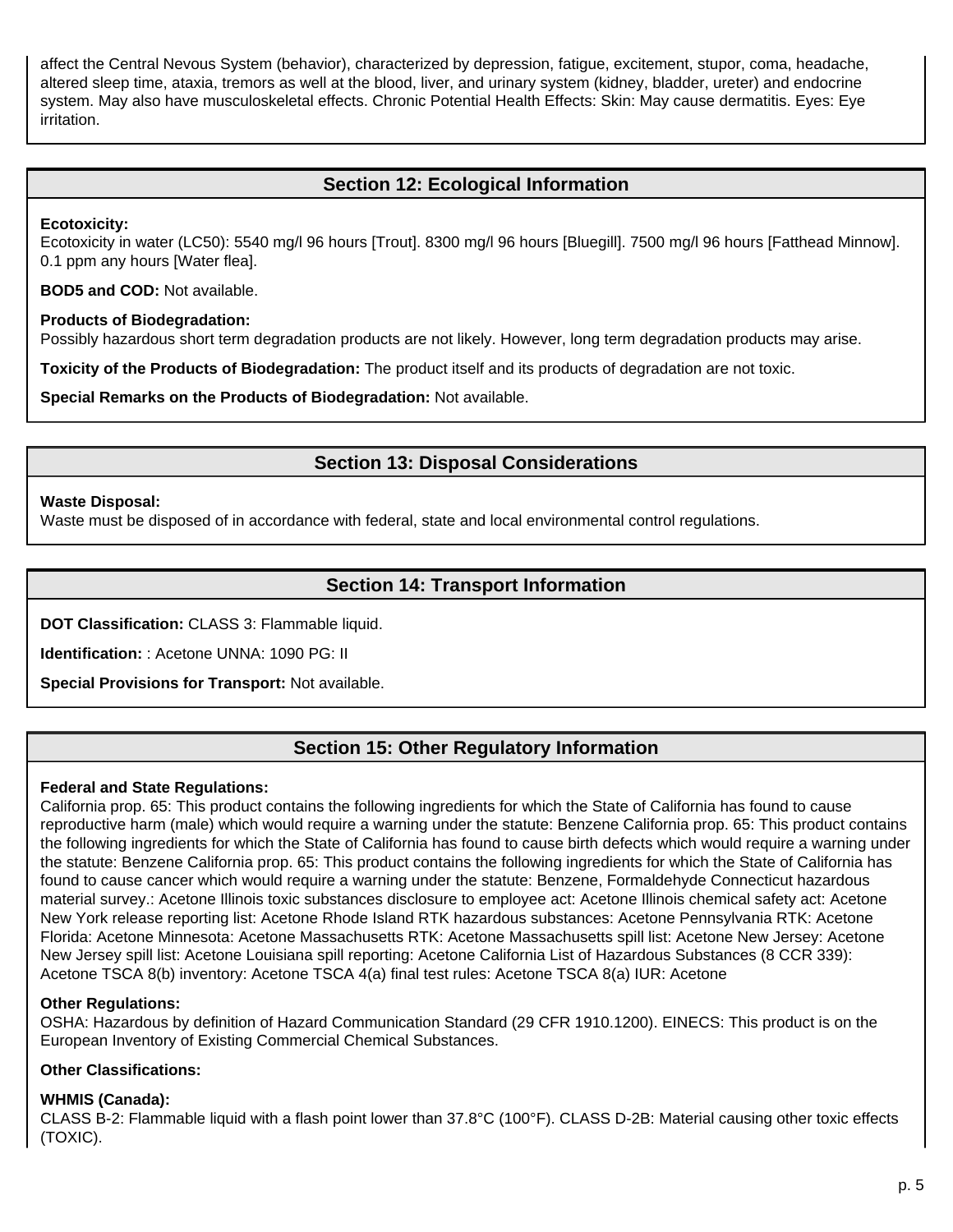affect the Central Nevous System (behavior), characterized by depression, fatigue, excitement, stupor, coma, headache, altered sleep time, ataxia, tremors as well at the blood, liver, and urinary system (kidney, bladder, ureter) and endocrine system. May also have musculoskeletal effects. Chronic Potential Health Effects: Skin: May cause dermatitis. Eyes: Eye irritation.

## Section 12: Ecological Information

**Ecotoxicity:**
Ecotoxicity in water (LC50): 5540 mg/l 96 hours [Trout]. 8300 mg/l 96 hours [Bluegill]. 7500 mg/l 96 hours [Fatthead Minnow]. 0.1 ppm any hours [Water flea].

**BOD5 and COD:** Not available.

**Products of Biodegradation:**
Possibly hazardous short term degradation products are not likely. However, long term degradation products may arise.

**Toxicity of the Products of Biodegradation:** The product itself and its products of degradation are not toxic.

**Special Remarks on the Products of Biodegradation:** Not available.

## Section 13: Disposal Considerations

**Waste Disposal:**
Waste must be disposed of in accordance with federal, state and local environmental control regulations.

## Section 14: Transport Information

**DOT Classification:** CLASS 3: Flammable liquid.

**Identification:** : Acetone UNNA: 1090 PG: II

**Special Provisions for Transport:** Not available.

## Section 15: Other Regulatory Information

**Federal and State Regulations:**
California prop. 65: This product contains the following ingredients for which the State of California has found to cause reproductive harm (male) which would require a warning under the statute: Benzene California prop. 65: This product contains the following ingredients for which the State of California has found to cause birth defects which would require a warning under the statute: Benzene California prop. 65: This product contains the following ingredients for which the State of California has found to cause cancer which would require a warning under the statute: Benzene, Formaldehyde Connecticut hazardous material survey.: Acetone Illinois toxic substances disclosure to employee act: Acetone Illinois chemical safety act: Acetone New York release reporting list: Acetone Rhode Island RTK hazardous substances: Acetone Pennsylvania RTK: Acetone Florida: Acetone Minnesota: Acetone Massachusetts RTK: Acetone Massachusetts spill list: Acetone New Jersey: Acetone New Jersey spill list: Acetone Louisiana spill reporting: Acetone California List of Hazardous Substances (8 CCR 339): Acetone TSCA 8(b) inventory: Acetone TSCA 4(a) final test rules: Acetone TSCA 8(a) IUR: Acetone

**Other Regulations:**
OSHA: Hazardous by definition of Hazard Communication Standard (29 CFR 1910.1200). EINECS: This product is on the European Inventory of Existing Commercial Chemical Substances.

**Other Classifications:**

**WHMIS (Canada):**
CLASS B-2: Flammable liquid with a flash point lower than 37.8°C (100°F). CLASS D-2B: Material causing other toxic effects (TOXIC).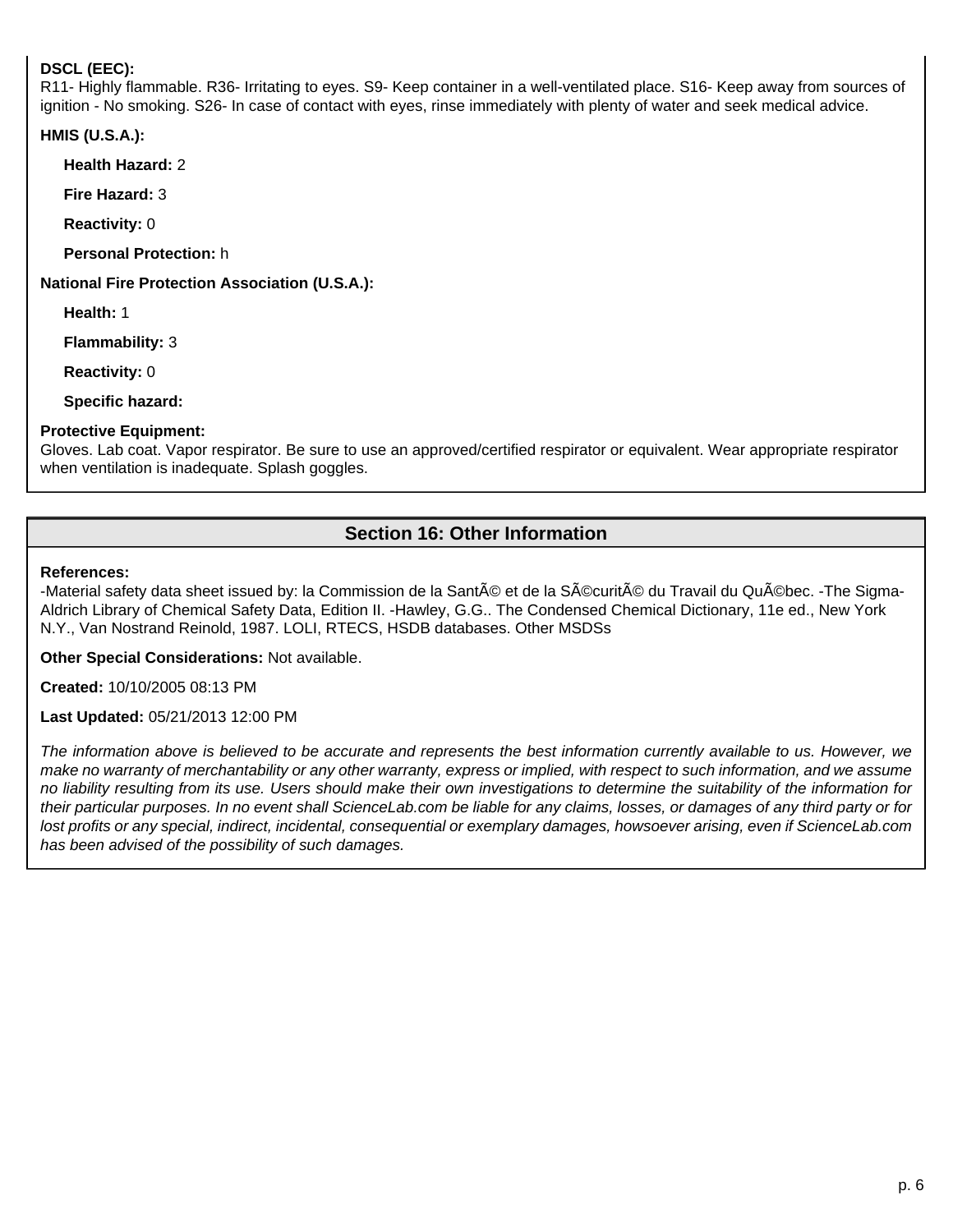**DSCL (EEC):**
R11- Highly flammable. R36- Irritating to eyes. S9- Keep container in a well-ventilated place. S16- Keep away from sources of ignition - No smoking. S26- In case of contact with eyes, rinse immediately with plenty of water and seek medical advice.

**HMIS (U.S.A.):**

**Health Hazard:** 2

**Fire Hazard:** 3

**Reactivity:** 0

**Personal Protection:** h

**National Fire Protection Association (U.S.A.):**

**Health:** 1

**Flammability:** 3

**Reactivity:** 0

**Specific hazard:**

**Protective Equipment:**
Gloves. Lab coat. Vapor respirator. Be sure to use an approved/certified respirator or equivalent. Wear appropriate respirator when ventilation is inadequate. Splash goggles.

## Section 16: Other Information

**References:**
-Material safety data sheet issued by: la Commission de la SantÃ© et de la SÃ©curitÃ© du Travail du QuÃ©bec. -The Sigma-Aldrich Library of Chemical Safety Data, Edition II. -Hawley, G.G.. The Condensed Chemical Dictionary, 11e ed., New York N.Y., Van Nostrand Reinold, 1987. LOLI, RTECS, HSDB databases. Other MSDSs

**Other Special Considerations:** Not available.

**Created:** 10/10/2005 08:13 PM

**Last Updated:** 05/21/2013 12:00 PM

*The information above is believed to be accurate and represents the best information currently available to us. However, we make no warranty of merchantability or any other warranty, express or implied, with respect to such information, and we assume no liability resulting from its use. Users should make their own investigations to determine the suitability of the information for their particular purposes. In no event shall ScienceLab.com be liable for any claims, losses, or damages of any third party or for lost profits or any special, indirect, incidental, consequential or exemplary damages, howsoever arising, even if ScienceLab.com has been advised of the possibility of such damages.*